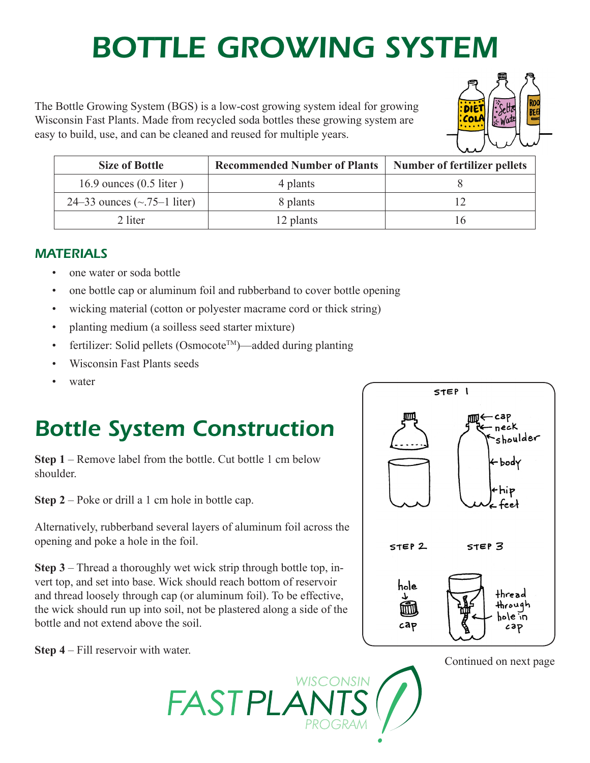# BOTTLE GROWING SYSTEM

The Bottle Growing System (BGS) is a low-cost growing system ideal for growing Wisconsin Fast Plants. Made from recycled soda bottles these growing system are easy to build, use, and can be cleaned and reused for multiple years.

| Size of Bottle | Recommended Number of Plants | Number of fertilizer pellets |
|---|---|---|
| 16.9 ounces (0.5 liter ) | 4 plants | 8 |
| 24–33 ounces (~.75–1 liter) | 8 plants | 12 |
| 2 liter | 12 plants | 16 |

### MATERIALS

- one water or soda bottle
- one bottle cap or aluminum foil and rubberband to cover bottle opening
- wicking material (cotton or polyester macrame cord or thick string)
- planting medium (a soilless seed starter mixture)
- fertilizer: Solid pellets (Osmocote™)—added during planting
- Wisconsin Fast Plants seeds
- water

## Bottle System Construction

**Step 1** – Remove label from the bottle. Cut bottle 1 cm below shoulder.

**Step 2** – Poke or drill a 1 cm hole in bottle cap.

Alternatively, rubberband several layers of aluminum foil across the opening and poke a hole in the foil.

**Step 3** – Thread a thoroughly wet wick strip through bottle top, invert top, and set into base. Wick should reach bottom of reservoir and thread loosely through cap (or aluminum foil). To be effective, the wick should run up into soil, not be plastered along a side of the bottle and not extend above the soil.

**Step 4** – Fill reservoir with water.

Continued on next page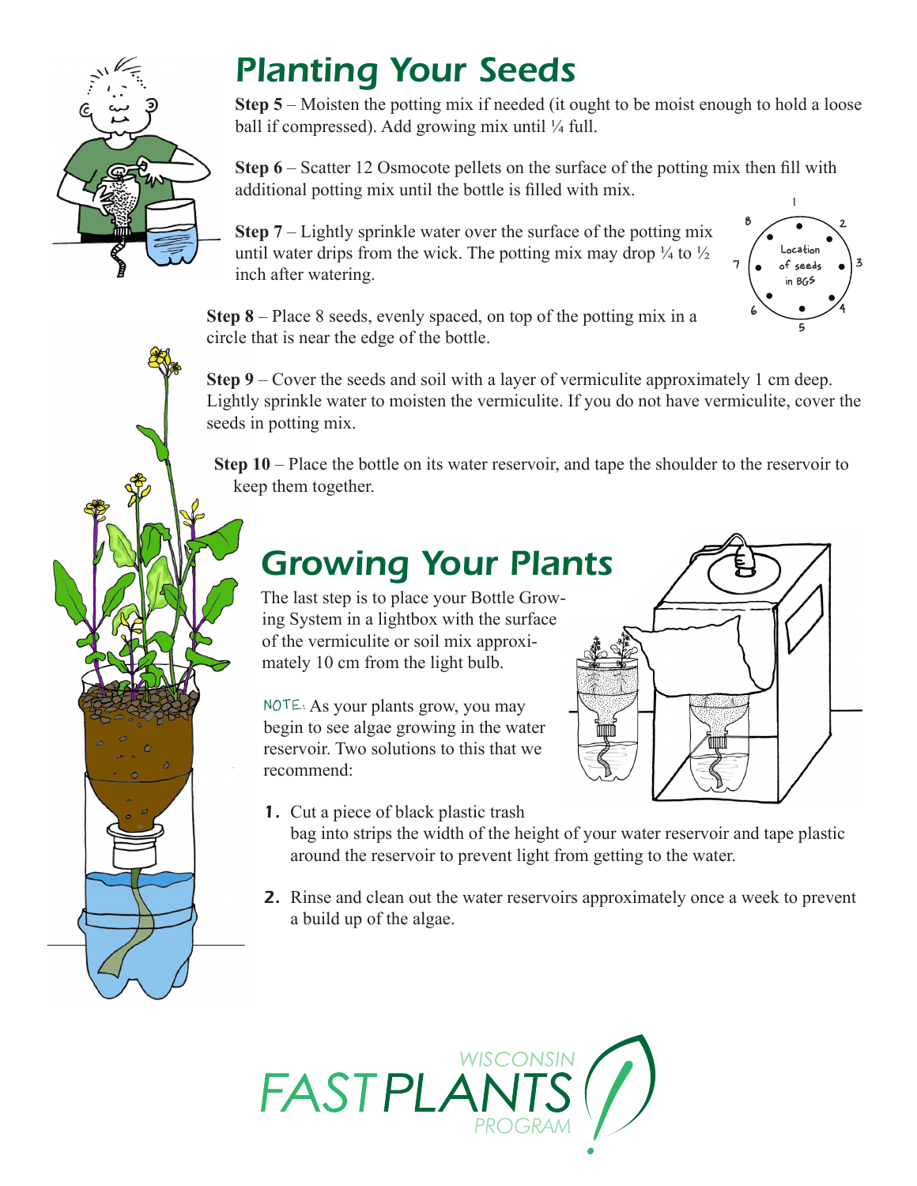# Planting Your Seeds

**Step 5** – Moisten the potting mix if needed (it ought to be moist enough to hold a loose ball if compressed). Add growing mix until ¼ full.

**Step 6** – Scatter 12 Osmocote pellets on the surface of the potting mix then fill with additional potting mix until the bottle is filled with mix.

**Step 7** – Lightly sprinkle water over the surface of the potting mix until water drips from the wick. The potting mix may drop ¼ to ½ inch after watering.

**Step 8** – Place 8 seeds, evenly spaced, on top of the potting mix in a circle that is near the edge of the bottle.

Location of seeds in BGS

1
2
3
4
5
6
7
8

**Step 9** – Cover the seeds and soil with a layer of vermiculite approximately 1 cm deep. Lightly sprinkle water to moisten the vermiculite. If you do not have vermiculite, cover the seeds in potting mix.

**Step 10** – Place the bottle on its water reservoir, and tape the shoulder to the reservoir to keep them together.

# Growing Your Plants

The last step is to place your Bottle Growing System in a lightbox with the surface of the vermiculite or soil mix approximately 10 cm from the light bulb.

NOTE: As your plants grow, you may begin to see algae growing in the water reservoir. Two solutions to this that we recommend:

1. Cut a piece of black plastic trash bag into strips the width of the height of your water reservoir and tape plastic around the reservoir to prevent light from getting to the water.
2. Rinse and clean out the water reservoirs approximately once a week to prevent a build up of the algae.

WISCONSIN FAST PLANTS PROGRAM